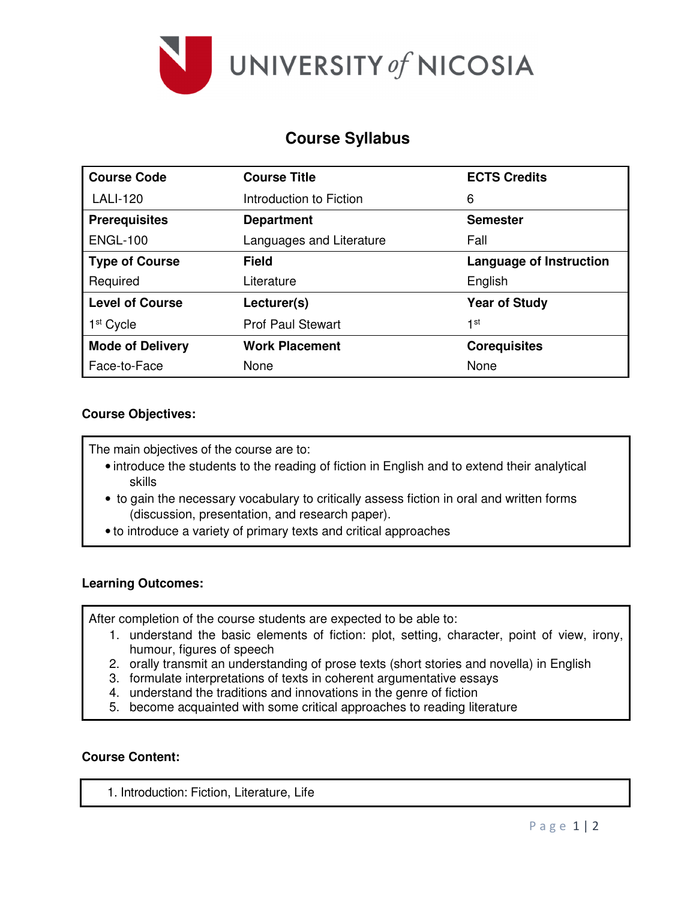UNIVERSITY *of* NICOSIA

# Course Syllabus

| Course Code | Course Title | ECTS Credits |
|---|---|---|
| LALI-120 | Introduction to Fiction | 6 |
| **Prerequisites** | **Department** | **Semester** |
| ENGL-100 | Languages and Literature | Fall |
| **Type of Course** | **Field** | **Language of Instruction** |
| Required | Literature | English |
| **Level of Course** | **Lecturer(s)** | **Year of Study** |
| 1st Cycle | Prof Paul Stewart | 1st |
| **Mode of Delivery** | **Work Placement** | **Corequisites** |
| Face-to-Face | None | None |

**Course Objectives:**

The main objectives of the course are to:

- introduce the students to the reading of fiction in English and to extend their analytical skills
- to gain the necessary vocabulary to critically assess fiction in oral and written forms (discussion, presentation, and research paper).
- to introduce a variety of primary texts and critical approaches

**Learning Outcomes:**

After completion of the course students are expected to be able to:

1. understand the basic elements of fiction: plot, setting, character, point of view, irony, humour, figures of speech
2. orally transmit an understanding of prose texts (short stories and novella) in English
3. formulate interpretations of texts in coherent argumentative essays
4. understand the traditions and innovations in the genre of fiction
5. become acquainted with some critical approaches to reading literature

**Course Content:**

1. Introduction: Fiction, Literature, Life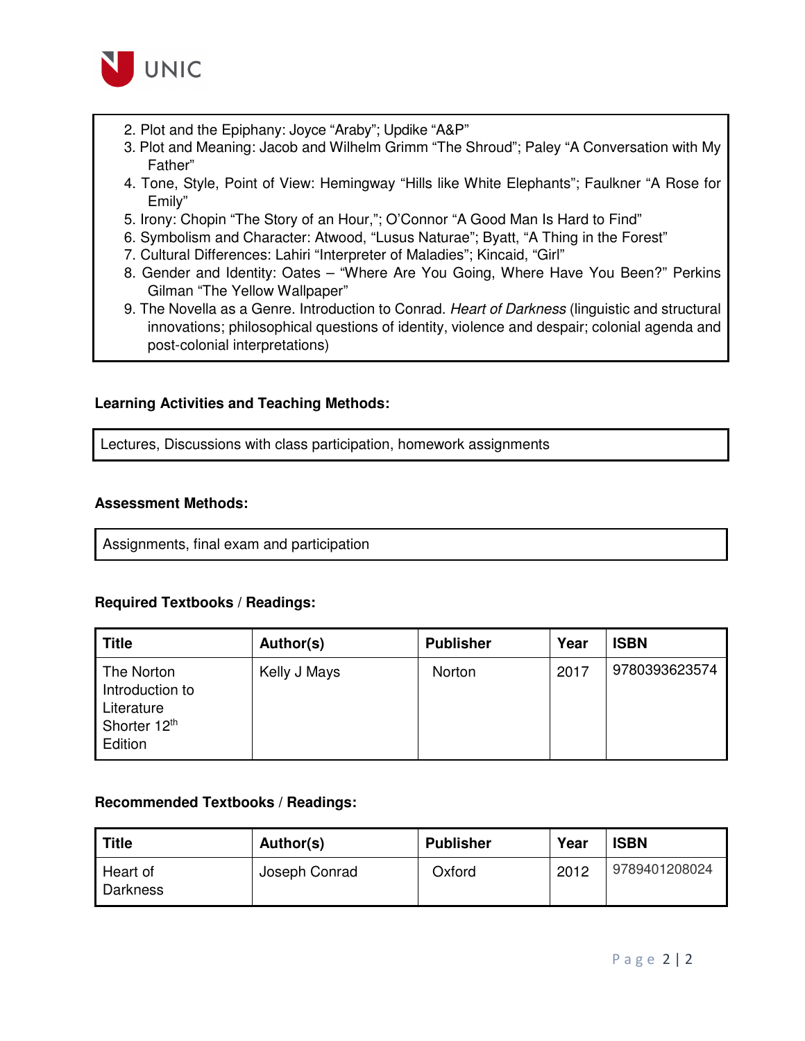2. Plot and the Epiphany: Joyce “Araby”; Updike “A&P”
3. Plot and Meaning: Jacob and Wilhelm Grimm “The Shroud”; Paley “A Conversation with My Father”
4. Tone, Style, Point of View: Hemingway “Hills like White Elephants”; Faulkner “A Rose for Emily”
5. Irony: Chopin “The Story of an Hour,”; O’Connor “A Good Man Is Hard to Find”
6. Symbolism and Character: Atwood, “Lusus Naturae”; Byatt, “A Thing in the Forest”
7. Cultural Differences: Lahiri “Interpreter of Maladies”; Kincaid, “Girl”
8. Gender and Identity: Oates – “Where Are You Going, Where Have You Been?” Perkins Gilman “The Yellow Wallpaper”
9. The Novella as a Genre. Introduction to Conrad. *Heart of Darkness* (linguistic and structural innovations; philosophical questions of identity, violence and despair; colonial agenda and post-colonial interpretations)

**Learning Activities and Teaching Methods:**

Lectures, Discussions with class participation, homework assignments

**Assessment Methods:**

Assignments, final exam and participation

**Required Textbooks / Readings:**

| Title | Author(s) | Publisher | Year | ISBN |
|---|---|---|---|---|
| The Norton Introduction to Literature Shorter 12th Edition | Kelly J Mays | Norton | 2017 | 9780393623574 |

**Recommended Textbooks / Readings:**

| Title | Author(s) | Publisher | Year | ISBN |
|---|---|---|---|---|
| Heart of Darkness | Joseph Conrad | Oxford | 2012 | 9789401208024 |